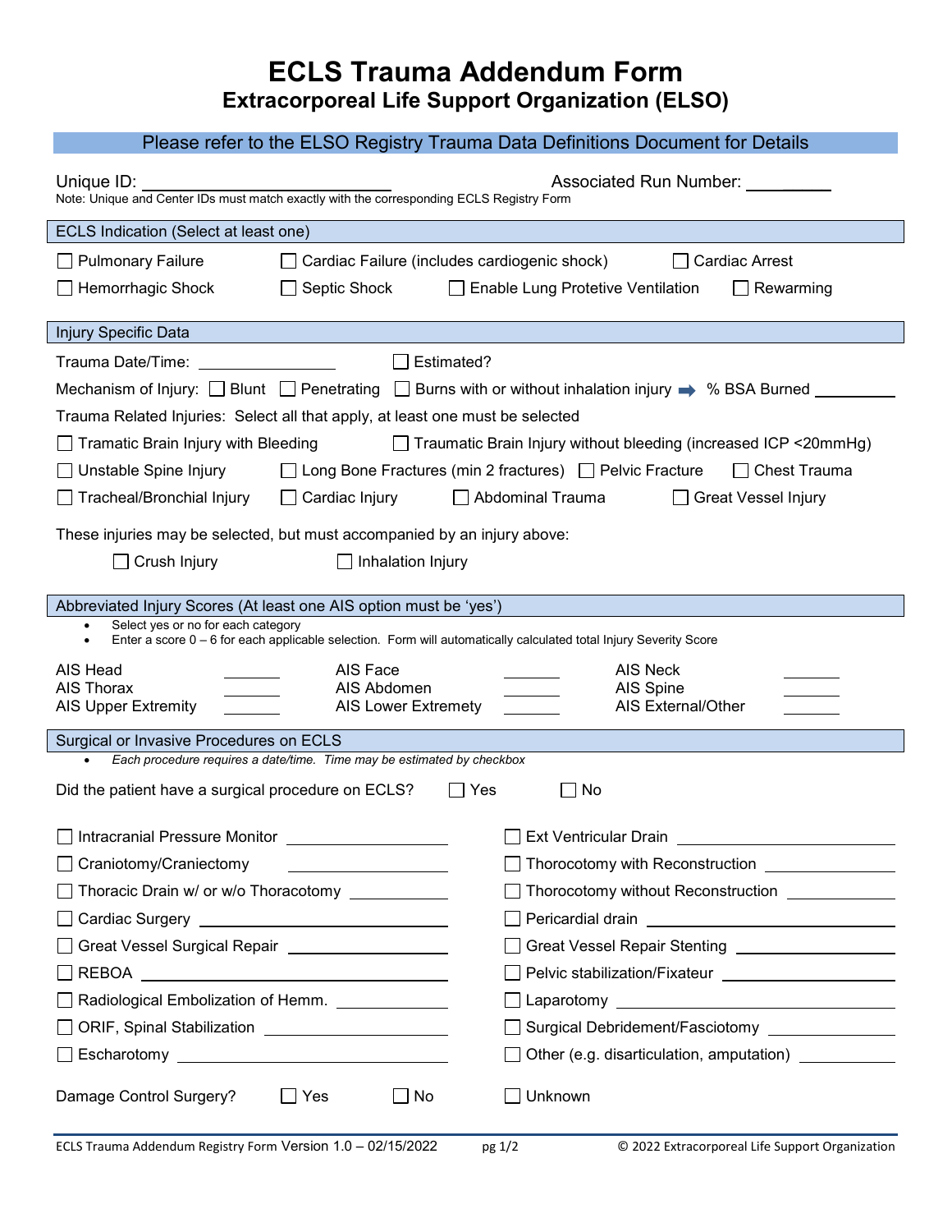# ECLS Trauma Addendum Form

## Extracorporeal Life Support Organization (ELSO)

Please refer to the ELSO Registry Trauma Data Definitions Document for Details

Unique ID: ____________________ Associated Run Number: ________

Note: Unique and Center IDs must match exactly with the corresponding ECLS Registry Form

### ECLS Indication (Select at least one)

☐ Pulmonary Failure ☐ Cardiac Failure (includes cardiogenic shock) ☐ Cardiac Arrest

☐ Hemorrhagic Shock ☐ Septic Shock ☐ Enable Lung Protetive Ventilation ☐ Rewarming

### Injury Specific Data

Trauma Date/Time: ______________ ☐ Estimated?

Mechanism of Injury: ☐ Blunt ☐ Penetrating ☐ Burns with or without inhalation injury ➡ % BSA Burned ________

Trauma Related Injuries: Select all that apply, at least one must be selected

☐ Tramatic Brain Injury with Bleeding ☐ Traumatic Brain Injury without bleeding (increased ICP <20mmHg)

☐ Unstable Spine Injury ☐ Long Bone Fractures (min 2 fractures) ☐ Pelvic Fracture ☐ Chest Trauma

☐ Tracheal/Bronchial Injury ☐ Cardiac Injury ☐ Abdominal Trauma ☐ Great Vessel Injury

These injuries may be selected, but must accompanied by an injury above:

☐ Crush Injury ☐ Inhalation Injury

### Abbreviated Injury Scores (At least one AIS option must be 'yes')

- Select yes or no for each category
- Enter a score 0 – 6 for each applicable selection. Form will automatically calculated total Injury Severity Score

| | | | | | |
|---|---|---|---|---|---|
| AIS Head | ______ | AIS Face | ______ | AIS Neck | ______ |
| AIS Thorax | ______ | AIS Abdomen | ______ | AIS Spine | ______ |
| AIS Upper Extremity | ______ | AIS Lower Extremety | ______ | AIS External/Other | ______ |

### Surgical or Invasive Procedures on ECLS

- *Each procedure requires a date/time. Time may be estimated by checkbox*

Did the patient have a surgical procedure on ECLS? ☐ Yes ☐ No

☐ Intracranial Pressure Monitor ______________ ☐ Ext Ventricular Drain ______________

☐ Craniotomy/Craniectomy ______________ ☐ Thorocotomy with Reconstruction ______________

☐ Thoracic Drain w/ or w/o Thoracotomy ______________ ☐ Thorocotomy without Reconstruction ______________

☐ Cardiac Surgery ______________ ☐ Pericardial drain ______________

☐ Great Vessel Surgical Repair ______________ ☐ Great Vessel Repair Stenting ______________

☐ REBOA ______________ ☐ Pelvic stabilization/Fixateur ______________

☐ Radiological Embolization of Hemm. ______________ ☐ Laparotomy ______________

☐ ORIF, Spinal Stabilization ______________ ☐ Surgical Debridement/Fasciotomy ______________

☐ Escharotomy ______________ ☐ Other (e.g. disarticulation, amputation) ______________

Damage Control Surgery? ☐ Yes ☐ No ☐ Unknown

ECLS Trauma Addendum Registry Form Version 1.0 – 02/15/2022 © 2022 Extracorporeal Life Support Organization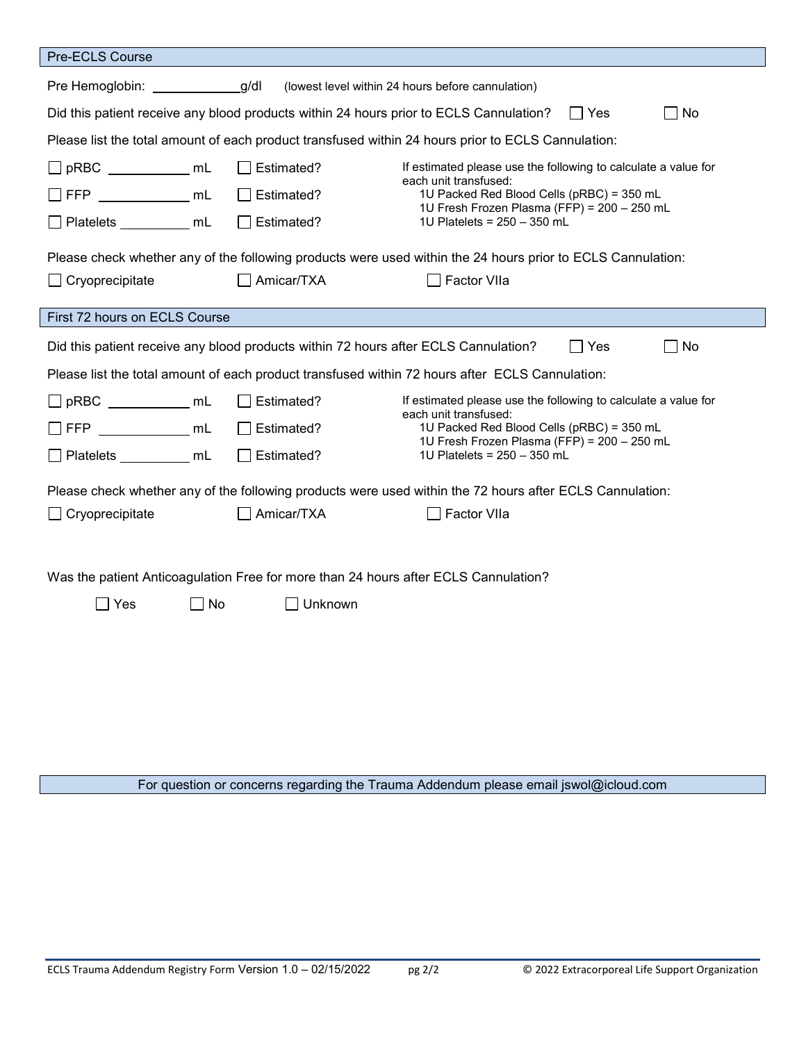## Pre-ECLS Course

Pre Hemoglobin: ____________ g/dl (lowest level within 24 hours before cannulation)

Did this patient receive any blood products within 24 hours prior to ECLS Cannulation? ☐ Yes ☐ No

Please list the total amount of each product transfused within 24 hours prior to ECLS Cannulation:

☐ pRBC ___________ mL ☐ Estimated?

☐ FFP ____________ mL ☐ Estimated?

☐ Platelets _________ mL ☐ Estimated?

If estimated please use the following to calculate a value for each unit transfused:
- 1U Packed Red Blood Cells (pRBC) = 350 mL
- 1U Fresh Frozen Plasma (FFP) = 200 – 250 mL
- 1U Platelets = 250 – 350 mL

Please check whether any of the following products were used within the 24 hours prior to ECLS Cannulation:

☐ Cryoprecipitate ☐ Amicar/TXA ☐ Factor VIIa

## First 72 hours on ECLS Course

Did this patient receive any blood products within 72 hours after ECLS Cannulation? ☐ Yes ☐ No

Please list the total amount of each product transfused within 72 hours after ECLS Cannulation:

☐ pRBC ___________ mL ☐ Estimated?

☐ FFP ____________ mL ☐ Estimated?

☐ Platelets _________ mL ☐ Estimated?

If estimated please use the following to calculate a value for each unit transfused:
- 1U Packed Red Blood Cells (pRBC) = 350 mL
- 1U Fresh Frozen Plasma (FFP) = 200 – 250 mL
- 1U Platelets = 250 – 350 mL

Please check whether any of the following products were used within the 72 hours after ECLS Cannulation:

☐ Cryoprecipitate ☐ Amicar/TXA ☐ Factor VIIa

Was the patient Anticoagulation Free for more than 24 hours after ECLS Cannulation?

☐ Yes ☐ No ☐ Unknown

For question or concerns regarding the Trauma Addendum please email jswol@icloud.com

ECLS Trauma Addendum Registry Form Version 1.0 – 02/15/2022 © 2022 Extracorporeal Life Support Organization